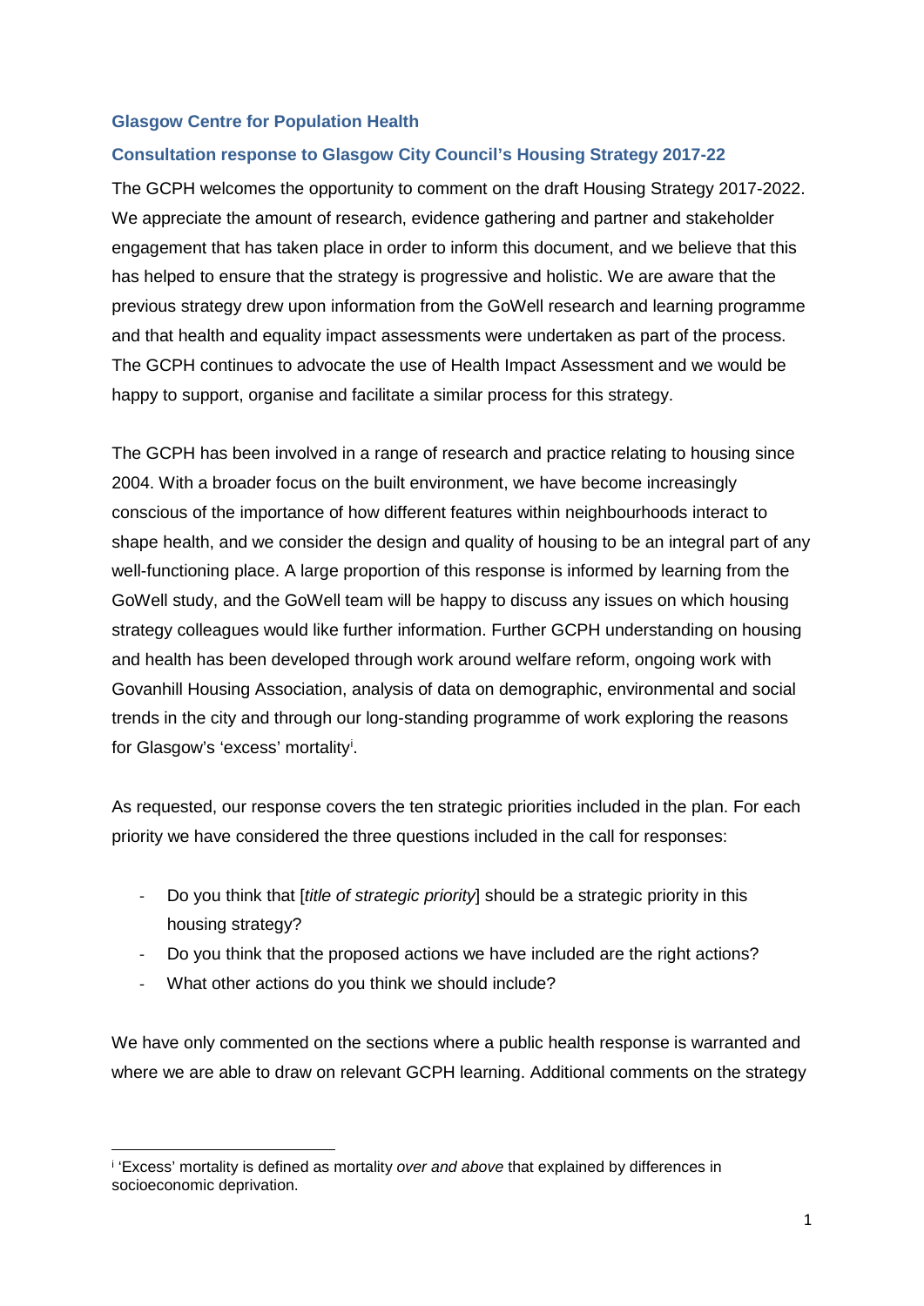## Glasgow Centre for Population Health

## Consultation response to Glasgow City Council's Housing Strategy 2017-22

The GCPH welcomes the opportunity to comment on the draft Housing Strategy 2017-2022. We appreciate the amount of research, evidence gathering and partner and stakeholder engagement that has taken place in order to inform this document, and we believe that this has helped to ensure that the strategy is progressive and holistic. We are aware that the previous strategy drew upon information from the GoWell research and learning programme and that health and equality impact assessments were undertaken as part of the process. The GCPH continues to advocate the use of Health Impact Assessment and we would be happy to support, organise and facilitate a similar process for this strategy.

The GCPH has been involved in a range of research and practice relating to housing since 2004. With a broader focus on the built environment, we have become increasingly conscious of the importance of how different features within neighbourhoods interact to shape health, and we consider the design and quality of housing to be an integral part of any well-functioning place. A large proportion of this response is informed by learning from the GoWell study, and the GoWell team will be happy to discuss any issues on which housing strategy colleagues would like further information. Further GCPH understanding on housing and health has been developed through work around welfare reform, ongoing work with Govanhill Housing Association, analysis of data on demographic, environmental and social trends in the city and through our long-standing programme of work exploring the reasons for Glasgow's 'excess' mortality[i].

As requested, our response covers the ten strategic priorities included in the plan. For each priority we have considered the three questions included in the call for responses:

- Do you think that [*title of strategic priority*] should be a strategic priority in this housing strategy?
- Do you think that the proposed actions we have included are the right actions?
- What other actions do you think we should include?

We have only commented on the sections where a public health response is warranted and where we are able to draw on relevant GCPH learning. Additional comments on the strategy

[i] 'Excess' mortality is defined as mortality *over and above* that explained by differences in socioeconomic deprivation.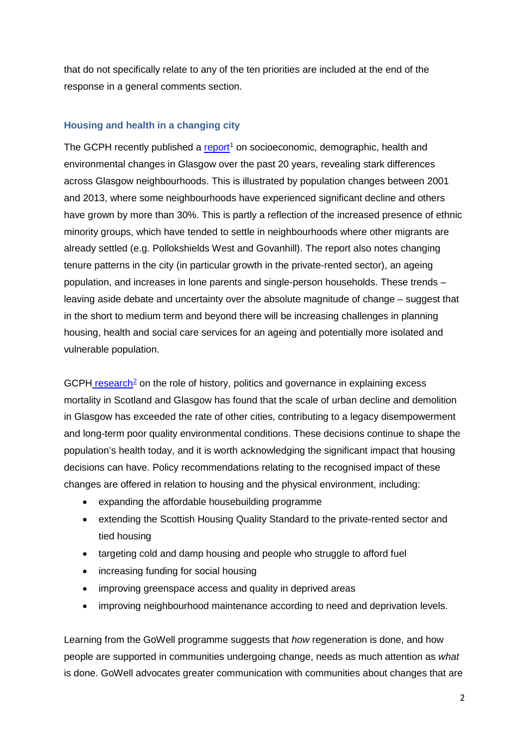that do not specifically relate to any of the ten priorities are included at the end of the response in a general comments section.

### Housing and health in a changing city

The GCPH recently published a report[1] on socioeconomic, demographic, health and environmental changes in Glasgow over the past 20 years, revealing stark differences across Glasgow neighbourhoods. This is illustrated by population changes between 2001 and 2013, where some neighbourhoods have experienced significant decline and others have grown by more than 30%. This is partly a reflection of the increased presence of ethnic minority groups, which have tended to settle in neighbourhoods where other migrants are already settled (e.g. Pollokshields West and Govanhill). The report also notes changing tenure patterns in the city (in particular growth in the private-rented sector), an ageing population, and increases in lone parents and single-person households. These trends – leaving aside debate and uncertainty over the absolute magnitude of change – suggest that in the short to medium term and beyond there will be increasing challenges in planning housing, health and social care services for an ageing and potentially more isolated and vulnerable population.

GCPH research[2] on the role of history, politics and governance in explaining excess mortality in Scotland and Glasgow has found that the scale of urban decline and demolition in Glasgow has exceeded the rate of other cities, contributing to a legacy disempowerment and long-term poor quality environmental conditions. These decisions continue to shape the population's health today, and it is worth acknowledging the significant impact that housing decisions can have. Policy recommendations relating to the recognised impact of these changes are offered in relation to housing and the physical environment, including:

- expanding the affordable housebuilding programme
- extending the Scottish Housing Quality Standard to the private-rented sector and tied housing
- targeting cold and damp housing and people who struggle to afford fuel
- increasing funding for social housing
- improving greenspace access and quality in deprived areas
- improving neighbourhood maintenance according to need and deprivation levels.

Learning from the GoWell programme suggests that *how* regeneration is done, and how people are supported in communities undergoing change, needs as much attention as *what* is done. GoWell advocates greater communication with communities about changes that are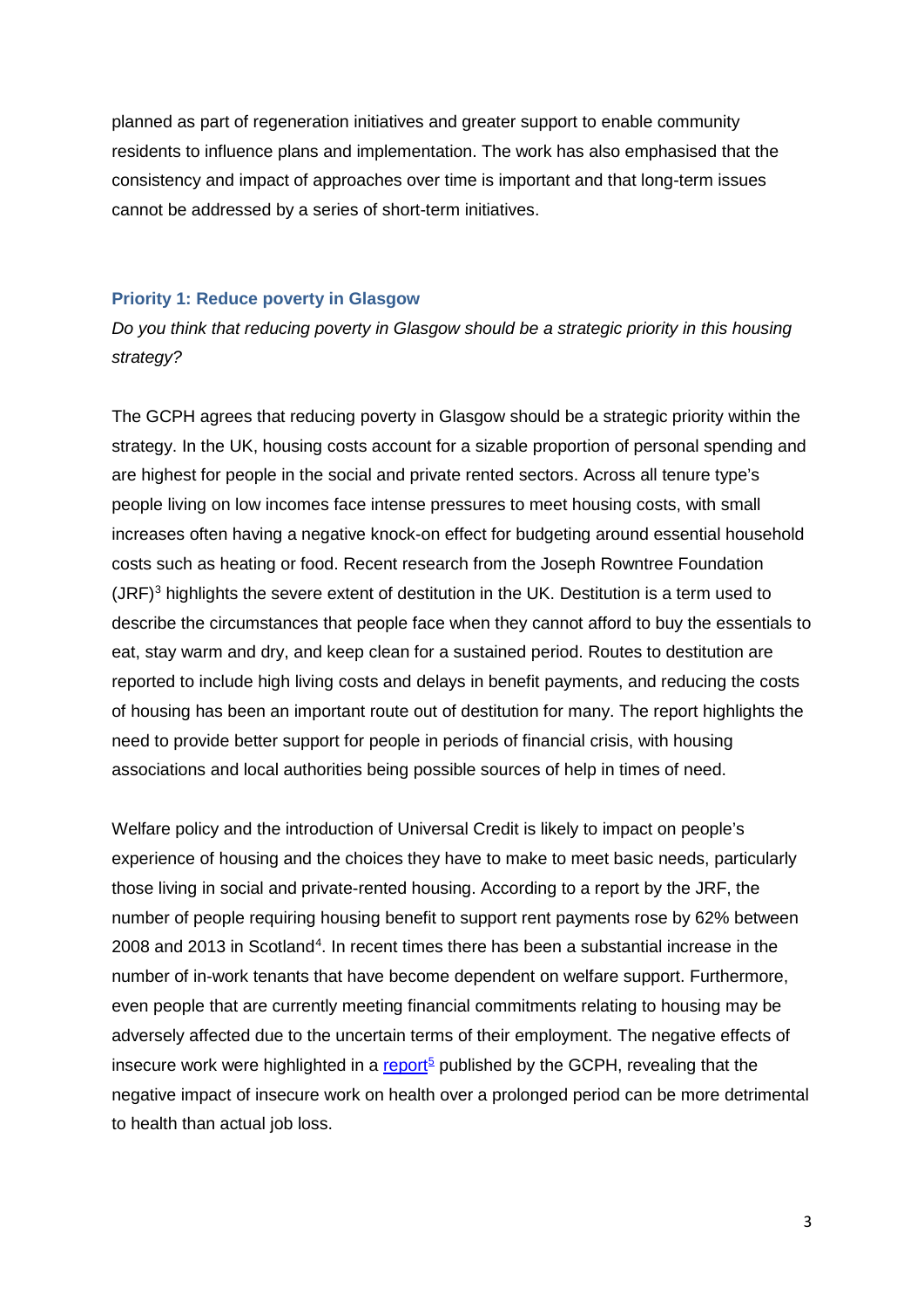planned as part of regeneration initiatives and greater support to enable community residents to influence plans and implementation. The work has also emphasised that the consistency and impact of approaches over time is important and that long-term issues cannot be addressed by a series of short-term initiatives.

### Priority 1: Reduce poverty in Glasgow

*Do you think that reducing poverty in Glasgow should be a strategic priority in this housing strategy?*

The GCPH agrees that reducing poverty in Glasgow should be a strategic priority within the strategy. In the UK, housing costs account for a sizable proportion of personal spending and are highest for people in the social and private rented sectors. Across all tenure type's people living on low incomes face intense pressures to meet housing costs, with small increases often having a negative knock-on effect for budgeting around essential household costs such as heating or food. Recent research from the Joseph Rowntree Foundation (JRF)[3] highlights the severe extent of destitution in the UK. Destitution is a term used to describe the circumstances that people face when they cannot afford to buy the essentials to eat, stay warm and dry, and keep clean for a sustained period. Routes to destitution are reported to include high living costs and delays in benefit payments, and reducing the costs of housing has been an important route out of destitution for many. The report highlights the need to provide better support for people in periods of financial crisis, with housing associations and local authorities being possible sources of help in times of need.

Welfare policy and the introduction of Universal Credit is likely to impact on people's experience of housing and the choices they have to make to meet basic needs, particularly those living in social and private-rented housing. According to a report by the JRF, the number of people requiring housing benefit to support rent payments rose by 62% between 2008 and 2013 in Scotland[4]. In recent times there has been a substantial increase in the number of in-work tenants that have become dependent on welfare support. Furthermore, even people that are currently meeting financial commitments relating to housing may be adversely affected due to the uncertain terms of their employment. The negative effects of insecure work were highlighted in a report[5] published by the GCPH, revealing that the negative impact of insecure work on health over a prolonged period can be more detrimental to health than actual job loss.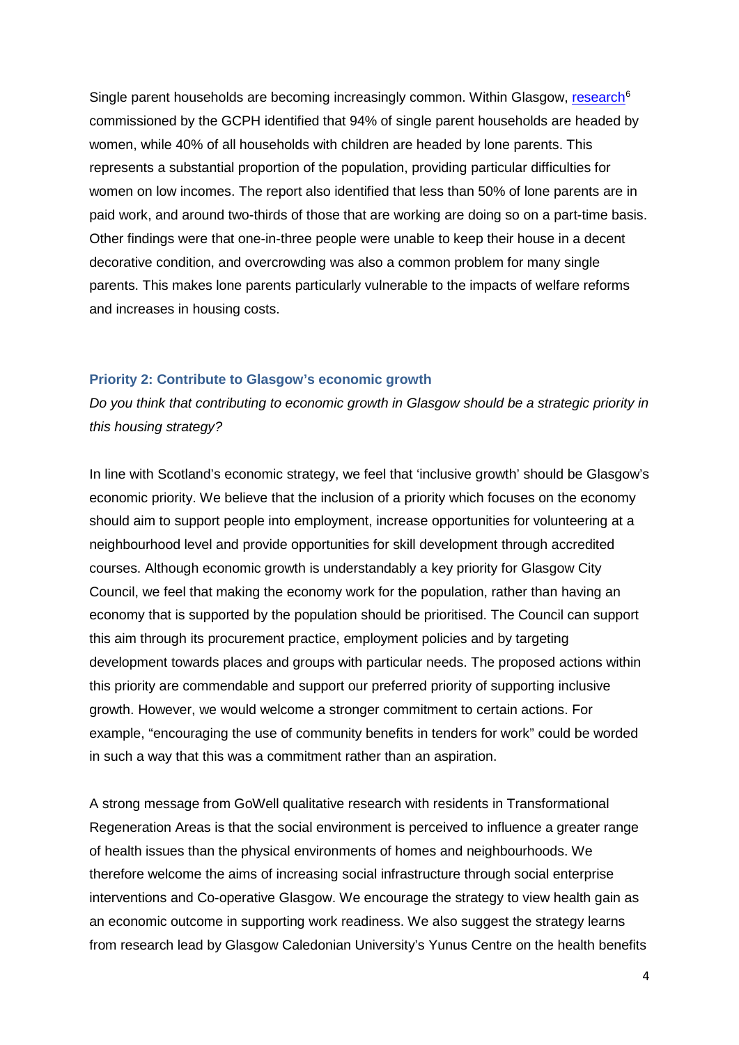Single parent households are becoming increasingly common. Within Glasgow, research[6] commissioned by the GCPH identified that 94% of single parent households are headed by women, while 40% of all households with children are headed by lone parents. This represents a substantial proportion of the population, providing particular difficulties for women on low incomes. The report also identified that less than 50% of lone parents are in paid work, and around two-thirds of those that are working are doing so on a part-time basis. Other findings were that one-in-three people were unable to keep their house in a decent decorative condition, and overcrowding was also a common problem for many single parents. This makes lone parents particularly vulnerable to the impacts of welfare reforms and increases in housing costs.

### Priority 2: Contribute to Glasgow's economic growth

*Do you think that contributing to economic growth in Glasgow should be a strategic priority in this housing strategy?*

In line with Scotland's economic strategy, we feel that 'inclusive growth' should be Glasgow's economic priority. We believe that the inclusion of a priority which focuses on the economy should aim to support people into employment, increase opportunities for volunteering at a neighbourhood level and provide opportunities for skill development through accredited courses. Although economic growth is understandably a key priority for Glasgow City Council, we feel that making the economy work for the population, rather than having an economy that is supported by the population should be prioritised. The Council can support this aim through its procurement practice, employment policies and by targeting development towards places and groups with particular needs. The proposed actions within this priority are commendable and support our preferred priority of supporting inclusive growth. However, we would welcome a stronger commitment to certain actions. For example, "encouraging the use of community benefits in tenders for work" could be worded in such a way that this was a commitment rather than an aspiration.

A strong message from GoWell qualitative research with residents in Transformational Regeneration Areas is that the social environment is perceived to influence a greater range of health issues than the physical environments of homes and neighbourhoods. We therefore welcome the aims of increasing social infrastructure through social enterprise interventions and Co-operative Glasgow. We encourage the strategy to view health gain as an economic outcome in supporting work readiness. We also suggest the strategy learns from research lead by Glasgow Caledonian University's Yunus Centre on the health benefits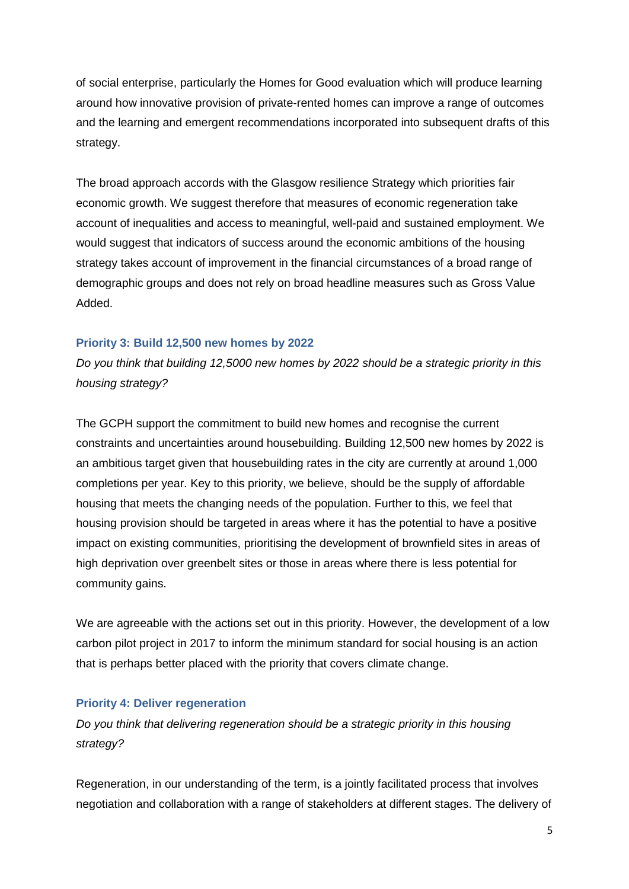of social enterprise, particularly the Homes for Good evaluation which will produce learning around how innovative provision of private-rented homes can improve a range of outcomes and the learning and emergent recommendations incorporated into subsequent drafts of this strategy.

The broad approach accords with the Glasgow resilience Strategy which priorities fair economic growth. We suggest therefore that measures of economic regeneration take account of inequalities and access to meaningful, well-paid and sustained employment. We would suggest that indicators of success around the economic ambitions of the housing strategy takes account of improvement in the financial circumstances of a broad range of demographic groups and does not rely on broad headline measures such as Gross Value Added.

### Priority 3: Build 12,500 new homes by 2022

*Do you think that building 12,5000 new homes by 2022 should be a strategic priority in this housing strategy?*

The GCPH support the commitment to build new homes and recognise the current constraints and uncertainties around housebuilding. Building 12,500 new homes by 2022 is an ambitious target given that housebuilding rates in the city are currently at around 1,000 completions per year. Key to this priority, we believe, should be the supply of affordable housing that meets the changing needs of the population. Further to this, we feel that housing provision should be targeted in areas where it has the potential to have a positive impact on existing communities, prioritising the development of brownfield sites in areas of high deprivation over greenbelt sites or those in areas where there is less potential for community gains.

We are agreeable with the actions set out in this priority. However, the development of a low carbon pilot project in 2017 to inform the minimum standard for social housing is an action that is perhaps better placed with the priority that covers climate change.

### Priority 4: Deliver regeneration

*Do you think that delivering regeneration should be a strategic priority in this housing strategy?*

Regeneration, in our understanding of the term, is a jointly facilitated process that involves negotiation and collaboration with a range of stakeholders at different stages. The delivery of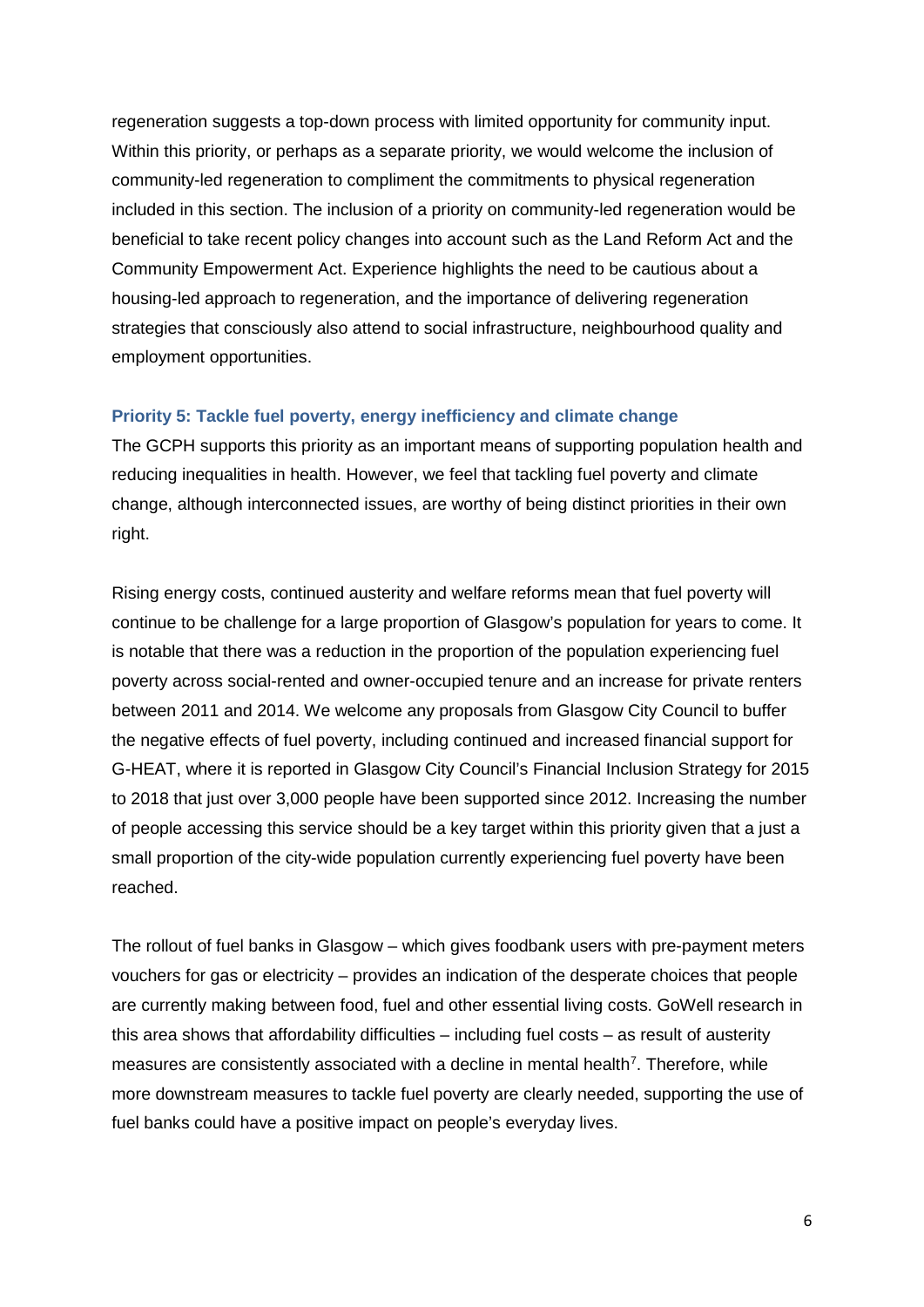regeneration suggests a top-down process with limited opportunity for community input. Within this priority, or perhaps as a separate priority, we would welcome the inclusion of community-led regeneration to compliment the commitments to physical regeneration included in this section. The inclusion of a priority on community-led regeneration would be beneficial to take recent policy changes into account such as the Land Reform Act and the Community Empowerment Act. Experience highlights the need to be cautious about a housing-led approach to regeneration, and the importance of delivering regeneration strategies that consciously also attend to social infrastructure, neighbourhood quality and employment opportunities.

### Priority 5: Tackle fuel poverty, energy inefficiency and climate change

The GCPH supports this priority as an important means of supporting population health and reducing inequalities in health. However, we feel that tackling fuel poverty and climate change, although interconnected issues, are worthy of being distinct priorities in their own right.

Rising energy costs, continued austerity and welfare reforms mean that fuel poverty will continue to be challenge for a large proportion of Glasgow's population for years to come. It is notable that there was a reduction in the proportion of the population experiencing fuel poverty across social-rented and owner-occupied tenure and an increase for private renters between 2011 and 2014. We welcome any proposals from Glasgow City Council to buffer the negative effects of fuel poverty, including continued and increased financial support for G-HEAT, where it is reported in Glasgow City Council's Financial Inclusion Strategy for 2015 to 2018 that just over 3,000 people have been supported since 2012. Increasing the number of people accessing this service should be a key target within this priority given that a just a small proportion of the city-wide population currently experiencing fuel poverty have been reached.

The rollout of fuel banks in Glasgow – which gives foodbank users with pre-payment meters vouchers for gas or electricity – provides an indication of the desperate choices that people are currently making between food, fuel and other essential living costs. GoWell research in this area shows that affordability difficulties – including fuel costs – as result of austerity measures are consistently associated with a decline in mental health[7]. Therefore, while more downstream measures to tackle fuel poverty are clearly needed, supporting the use of fuel banks could have a positive impact on people's everyday lives.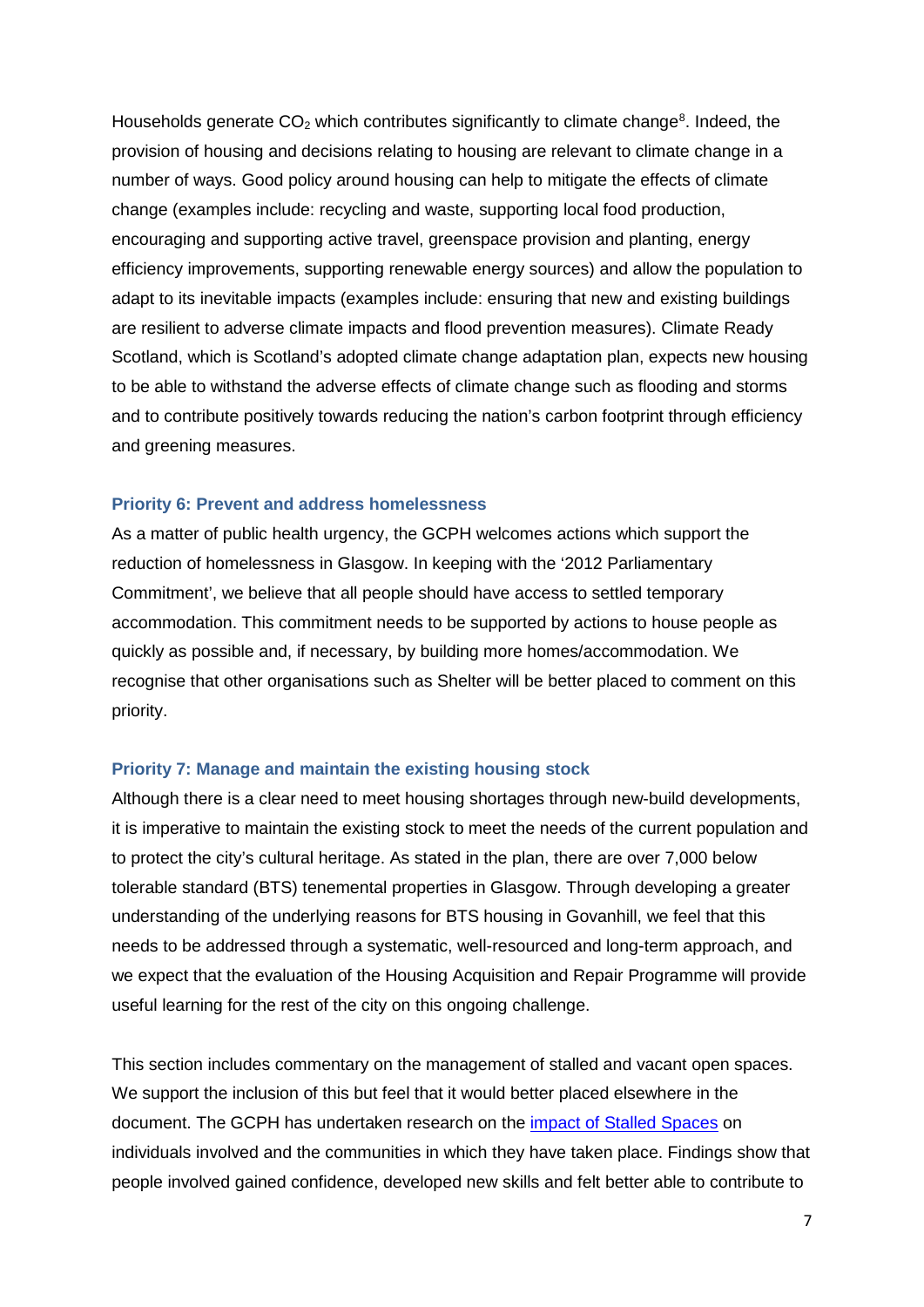Households generate $CO_2$ which contributes significantly to climate change[8]. Indeed, the provision of housing and decisions relating to housing are relevant to climate change in a number of ways. Good policy around housing can help to mitigate the effects of climate change (examples include: recycling and waste, supporting local food production, encouraging and supporting active travel, greenspace provision and planting, energy efficiency improvements, supporting renewable energy sources) and allow the population to adapt to its inevitable impacts (examples include: ensuring that new and existing buildings are resilient to adverse climate impacts and flood prevention measures). Climate Ready Scotland, which is Scotland's adopted climate change adaptation plan, expects new housing to be able to withstand the adverse effects of climate change such as flooding and storms and to contribute positively towards reducing the nation's carbon footprint through efficiency and greening measures.

### Priority 6: Prevent and address homelessness

As a matter of public health urgency, the GCPH welcomes actions which support the reduction of homelessness in Glasgow. In keeping with the '2012 Parliamentary Commitment', we believe that all people should have access to settled temporary accommodation. This commitment needs to be supported by actions to house people as quickly as possible and, if necessary, by building more homes/accommodation. We recognise that other organisations such as Shelter will be better placed to comment on this priority.

### Priority 7: Manage and maintain the existing housing stock

Although there is a clear need to meet housing shortages through new-build developments, it is imperative to maintain the existing stock to meet the needs of the current population and to protect the city's cultural heritage. As stated in the plan, there are over 7,000 below tolerable standard (BTS) tenemental properties in Glasgow. Through developing a greater understanding of the underlying reasons for BTS housing in Govanhill, we feel that this needs to be addressed through a systematic, well-resourced and long-term approach, and we expect that the evaluation of the Housing Acquisition and Repair Programme will provide useful learning for the rest of the city on this ongoing challenge.

This section includes commentary on the management of stalled and vacant open spaces. We support the inclusion of this but feel that it would better placed elsewhere in the document. The GCPH has undertaken research on the impact of Stalled Spaces on individuals involved and the communities in which they have taken place. Findings show that people involved gained confidence, developed new skills and felt better able to contribute to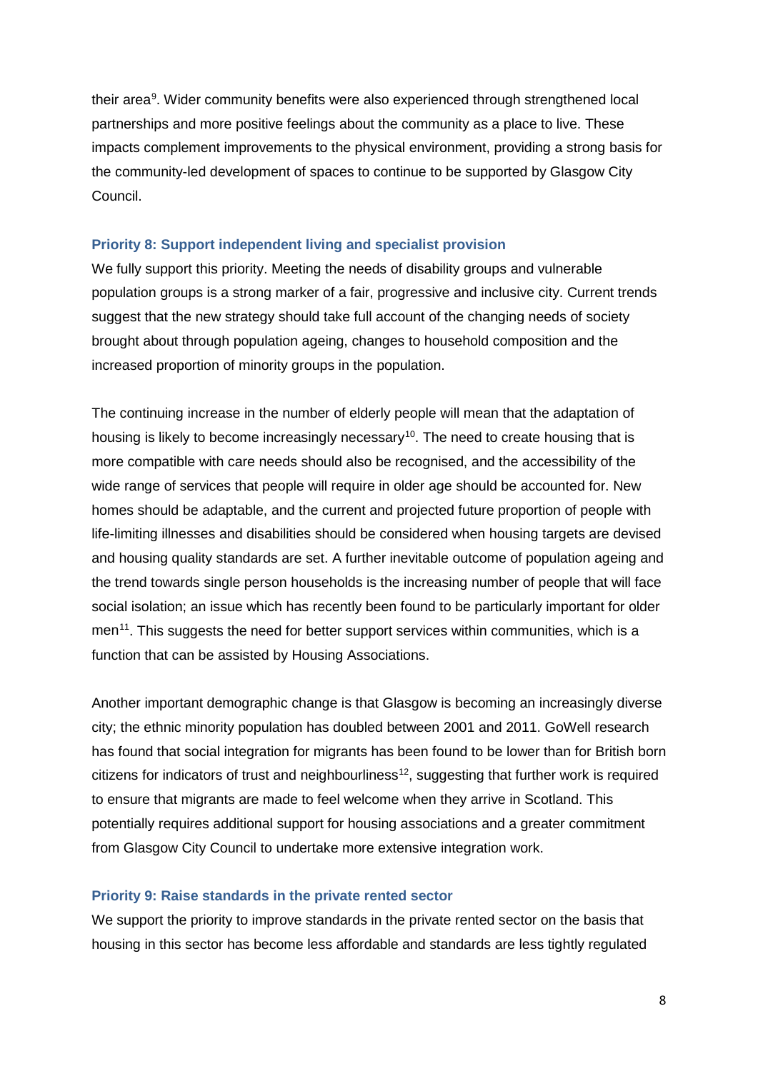their area[9]. Wider community benefits were also experienced through strengthened local partnerships and more positive feelings about the community as a place to live. These impacts complement improvements to the physical environment, providing a strong basis for the community-led development of spaces to continue to be supported by Glasgow City Council.

### Priority 8: Support independent living and specialist provision

We fully support this priority. Meeting the needs of disability groups and vulnerable population groups is a strong marker of a fair, progressive and inclusive city. Current trends suggest that the new strategy should take full account of the changing needs of society brought about through population ageing, changes to household composition and the increased proportion of minority groups in the population.

The continuing increase in the number of elderly people will mean that the adaptation of housing is likely to become increasingly necessary[10]. The need to create housing that is more compatible with care needs should also be recognised, and the accessibility of the wide range of services that people will require in older age should be accounted for. New homes should be adaptable, and the current and projected future proportion of people with life-limiting illnesses and disabilities should be considered when housing targets are devised and housing quality standards are set. A further inevitable outcome of population ageing and the trend towards single person households is the increasing number of people that will face social isolation; an issue which has recently been found to be particularly important for older men[11]. This suggests the need for better support services within communities, which is a function that can be assisted by Housing Associations.

Another important demographic change is that Glasgow is becoming an increasingly diverse city; the ethnic minority population has doubled between 2001 and 2011. GoWell research has found that social integration for migrants has been found to be lower than for British born citizens for indicators of trust and neighbourliness[12], suggesting that further work is required to ensure that migrants are made to feel welcome when they arrive in Scotland. This potentially requires additional support for housing associations and a greater commitment from Glasgow City Council to undertake more extensive integration work.

### Priority 9: Raise standards in the private rented sector

We support the priority to improve standards in the private rented sector on the basis that housing in this sector has become less affordable and standards are less tightly regulated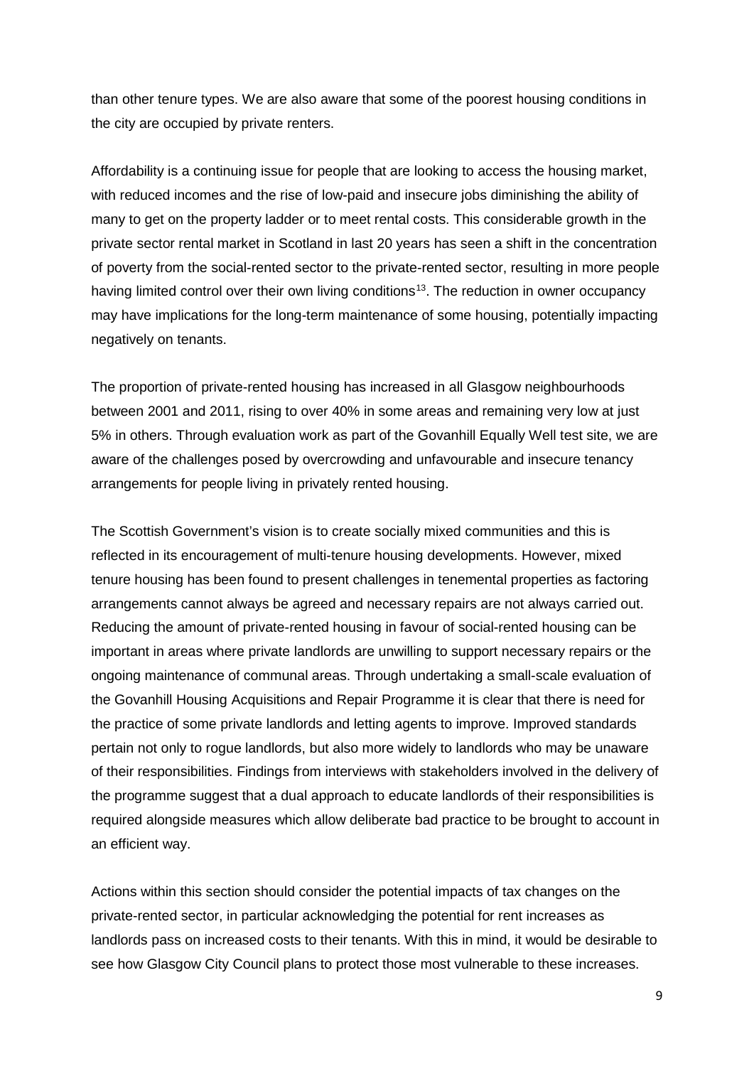than other tenure types. We are also aware that some of the poorest housing conditions in the city are occupied by private renters.

Affordability is a continuing issue for people that are looking to access the housing market, with reduced incomes and the rise of low-paid and insecure jobs diminishing the ability of many to get on the property ladder or to meet rental costs. This considerable growth in the private sector rental market in Scotland in last 20 years has seen a shift in the concentration of poverty from the social-rented sector to the private-rented sector, resulting in more people having limited control over their own living conditions[13]. The reduction in owner occupancy may have implications for the long-term maintenance of some housing, potentially impacting negatively on tenants.

The proportion of private-rented housing has increased in all Glasgow neighbourhoods between 2001 and 2011, rising to over 40% in some areas and remaining very low at just 5% in others. Through evaluation work as part of the Govanhill Equally Well test site, we are aware of the challenges posed by overcrowding and unfavourable and insecure tenancy arrangements for people living in privately rented housing.

The Scottish Government's vision is to create socially mixed communities and this is reflected in its encouragement of multi-tenure housing developments. However, mixed tenure housing has been found to present challenges in tenemental properties as factoring arrangements cannot always be agreed and necessary repairs are not always carried out. Reducing the amount of private-rented housing in favour of social-rented housing can be important in areas where private landlords are unwilling to support necessary repairs or the ongoing maintenance of communal areas. Through undertaking a small-scale evaluation of the Govanhill Housing Acquisitions and Repair Programme it is clear that there is need for the practice of some private landlords and letting agents to improve. Improved standards pertain not only to rogue landlords, but also more widely to landlords who may be unaware of their responsibilities. Findings from interviews with stakeholders involved in the delivery of the programme suggest that a dual approach to educate landlords of their responsibilities is required alongside measures which allow deliberate bad practice to be brought to account in an efficient way.

Actions within this section should consider the potential impacts of tax changes on the private-rented sector, in particular acknowledging the potential for rent increases as landlords pass on increased costs to their tenants. With this in mind, it would be desirable to see how Glasgow City Council plans to protect those most vulnerable to these increases.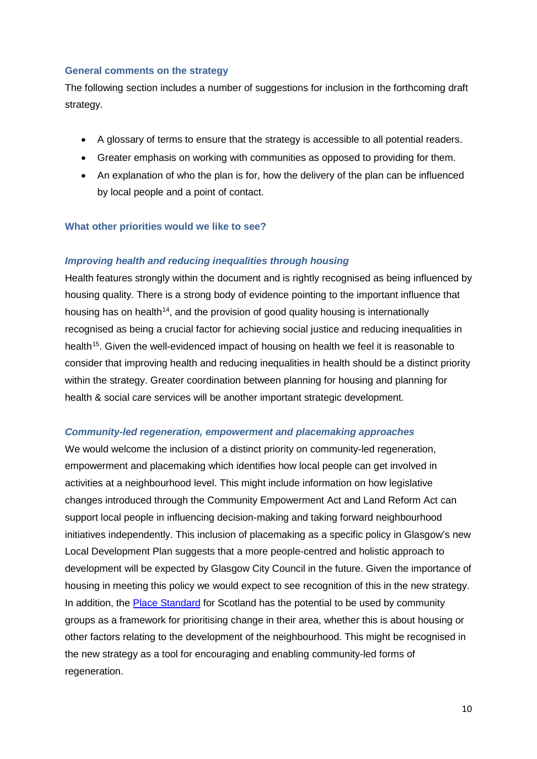### General comments on the strategy

The following section includes a number of suggestions for inclusion in the forthcoming draft strategy.

- A glossary of terms to ensure that the strategy is accessible to all potential readers.
- Greater emphasis on working with communities as opposed to providing for them.
- An explanation of who the plan is for, how the delivery of the plan can be influenced by local people and a point of contact.

### What other priorities would we like to see?

#### *Improving health and reducing inequalities through housing*

Health features strongly within the document and is rightly recognised as being influenced by housing quality. There is a strong body of evidence pointing to the important influence that housing has on health[14], and the provision of good quality housing is internationally recognised as being a crucial factor for achieving social justice and reducing inequalities in health[15]. Given the well-evidenced impact of housing on health we feel it is reasonable to consider that improving health and reducing inequalities in health should be a distinct priority within the strategy. Greater coordination between planning for housing and planning for health & social care services will be another important strategic development.

#### *Community-led regeneration, empowerment and placemaking approaches*

We would welcome the inclusion of a distinct priority on community-led regeneration, empowerment and placemaking which identifies how local people can get involved in activities at a neighbourhood level. This might include information on how legislative changes introduced through the Community Empowerment Act and Land Reform Act can support local people in influencing decision-making and taking forward neighbourhood initiatives independently. This inclusion of placemaking as a specific policy in Glasgow's new Local Development Plan suggests that a more people-centred and holistic approach to development will be expected by Glasgow City Council in the future. Given the importance of housing in meeting this policy we would expect to see recognition of this in the new strategy. In addition, the Place Standard for Scotland has the potential to be used by community groups as a framework for prioritising change in their area, whether this is about housing or other factors relating to the development of the neighbourhood. This might be recognised in the new strategy as a tool for encouraging and enabling community-led forms of regeneration.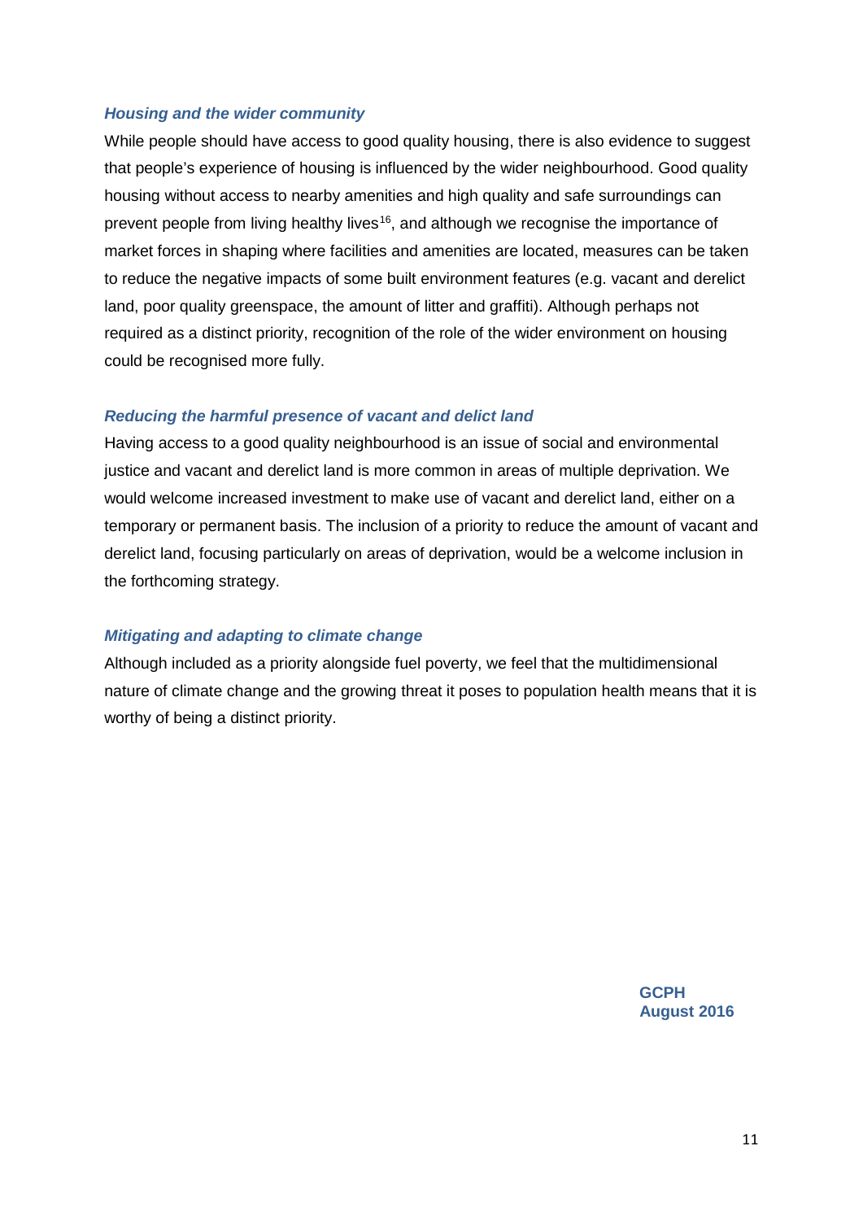### *Housing and the wider community*

While people should have access to good quality housing, there is also evidence to suggest that people's experience of housing is influenced by the wider neighbourhood. Good quality housing without access to nearby amenities and high quality and safe surroundings can prevent people from living healthy lives[16], and although we recognise the importance of market forces in shaping where facilities and amenities are located, measures can be taken to reduce the negative impacts of some built environment features (e.g. vacant and derelict land, poor quality greenspace, the amount of litter and graffiti). Although perhaps not required as a distinct priority, recognition of the role of the wider environment on housing could be recognised more fully.

### *Reducing the harmful presence of vacant and delict land*

Having access to a good quality neighbourhood is an issue of social and environmental justice and vacant and derelict land is more common in areas of multiple deprivation. We would welcome increased investment to make use of vacant and derelict land, either on a temporary or permanent basis. The inclusion of a priority to reduce the amount of vacant and derelict land, focusing particularly on areas of deprivation, would be a welcome inclusion in the forthcoming strategy.

### *Mitigating and adapting to climate change*

Although included as a priority alongside fuel poverty, we feel that the multidimensional nature of climate change and the growing threat it poses to population health means that it is worthy of being a distinct priority.

**GCPH**
**August 2016**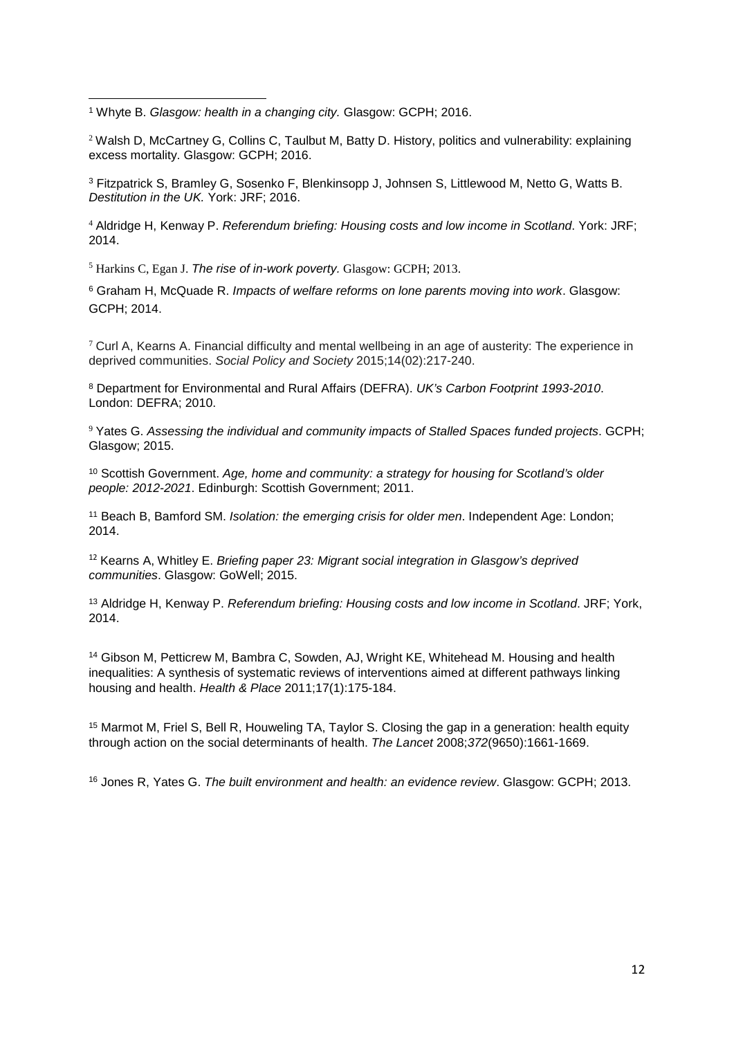[1] Whyte B. *Glasgow: health in a changing city.* Glasgow: GCPH; 2016.

[2] Walsh D, McCartney G, Collins C, Taulbut M, Batty D. History, politics and vulnerability: explaining excess mortality. Glasgow: GCPH; 2016.

[3] Fitzpatrick S, Bramley G, Sosenko F, Blenkinsopp J, Johnsen S, Littlewood M, Netto G, Watts B. *Destitution in the UK.* York: JRF; 2016.

[4] Aldridge H, Kenway P. *Referendum briefing: Housing costs and low income in Scotland*. York: JRF; 2014.

[5] Harkins C, Egan J. *The rise of in-work poverty.* Glasgow: GCPH; 2013.

[6] Graham H, McQuade R. *Impacts of welfare reforms on lone parents moving into work*. Glasgow: GCPH; 2014.

[7] Curl A, Kearns A. Financial difficulty and mental wellbeing in an age of austerity: The experience in deprived communities. *Social Policy and Society* 2015;14(02):217-240.

[8] Department for Environmental and Rural Affairs (DEFRA). *UK's Carbon Footprint 1993-2010*. London: DEFRA; 2010.

[9] Yates G. *Assessing the individual and community impacts of Stalled Spaces funded projects*. GCPH; Glasgow; 2015.

[10] Scottish Government. *Age, home and community: a strategy for housing for Scotland's older people: 2012-2021*. Edinburgh: Scottish Government; 2011.

[11] Beach B, Bamford SM. *Isolation: the emerging crisis for older men*. Independent Age: London; 2014.

[12] Kearns A, Whitley E. *Briefing paper 23: Migrant social integration in Glasgow's deprived communities*. Glasgow: GoWell; 2015.

[13] Aldridge H, Kenway P. *Referendum briefing: Housing costs and low income in Scotland*. JRF; York, 2014.

[14] Gibson M, Petticrew M, Bambra C, Sowden, AJ, Wright KE, Whitehead M. Housing and health inequalities: A synthesis of systematic reviews of interventions aimed at different pathways linking housing and health. *Health & Place* 2011;17(1):175-184.

[15] Marmot M, Friel S, Bell R, Houweling TA, Taylor S. Closing the gap in a generation: health equity through action on the social determinants of health. *The Lancet* 2008;*372*(9650):1661-1669.

[16] Jones R, Yates G. *The built environment and health: an evidence review*. Glasgow: GCPH; 2013.